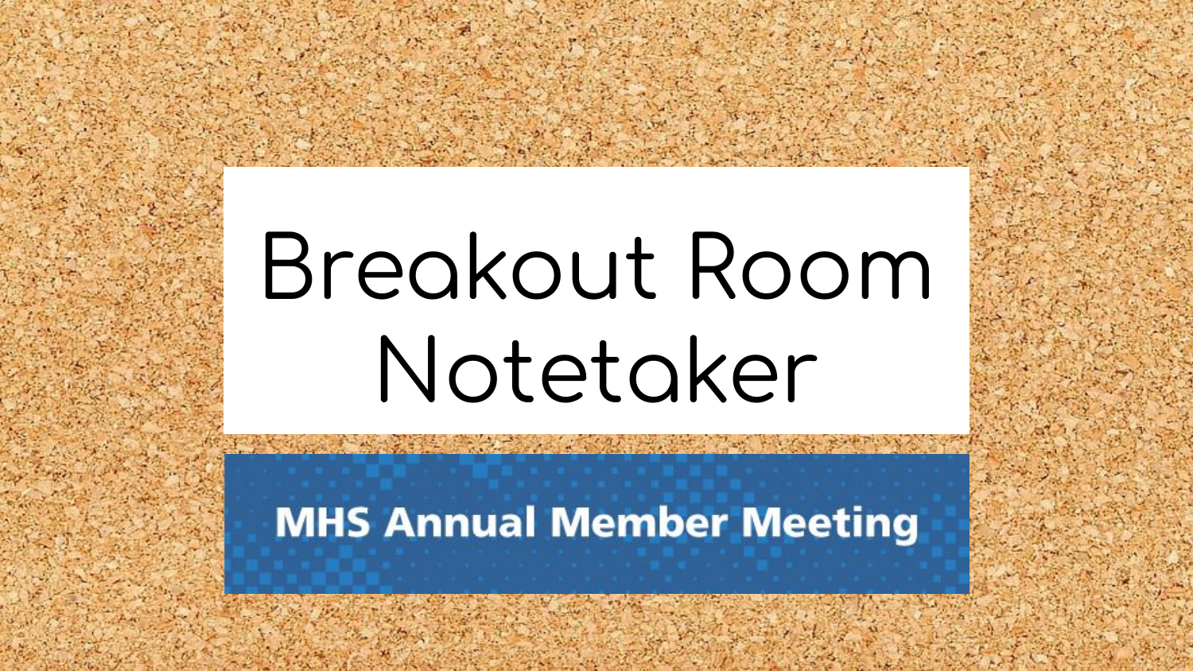# Breakout Room Notetaker

**MHS Annual Member Meeting**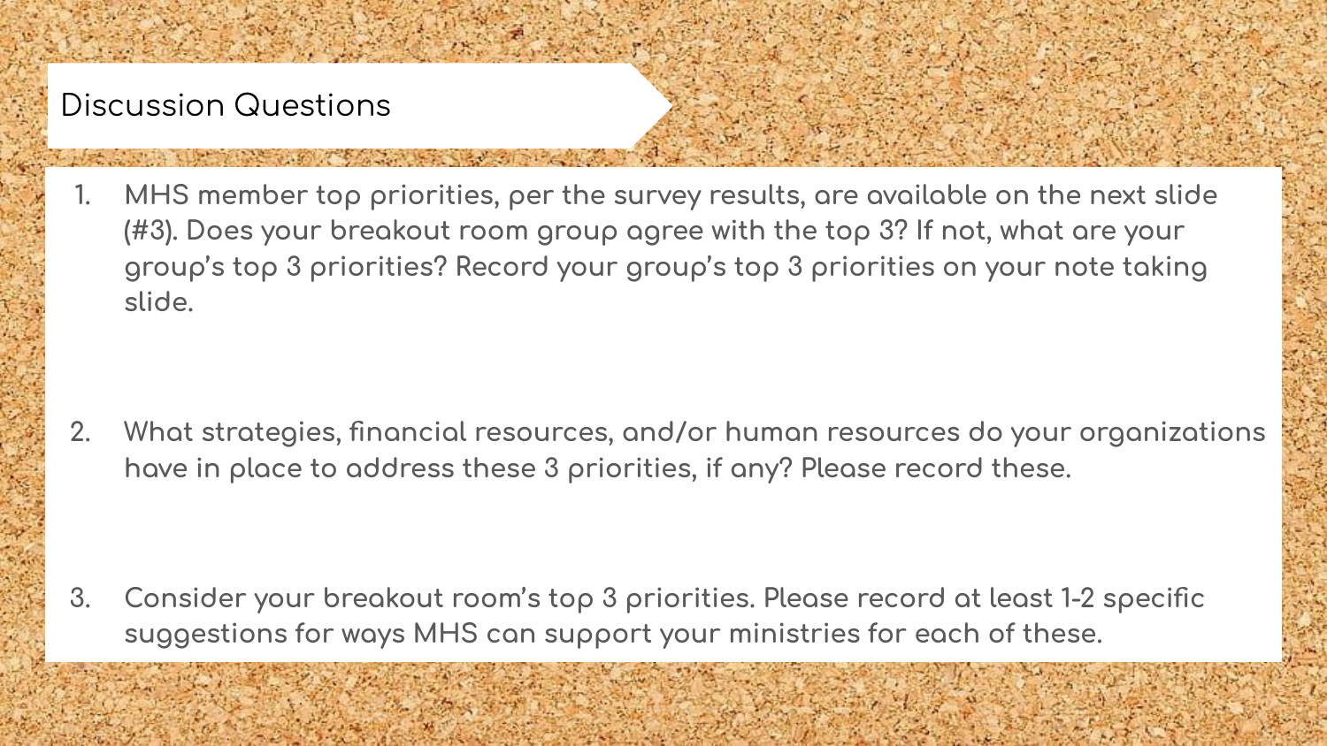## Discussion Questions

1. MHS member top priorities, per the survey results, are available on the next slide (#3). Does your breakout room group agree with the top 3? If not, what are your group's top 3 priorities? Record your group's top 3 priorities on your note taking slide.

2. What strategies, financial resources, and/or human resources do your organizations have in place to address these 3 priorities, if any? Please record these.

3. Consider your breakout room's top 3 priorities. Please record at least 1-2 specific suggestions for ways MHS can support your ministries for each of these.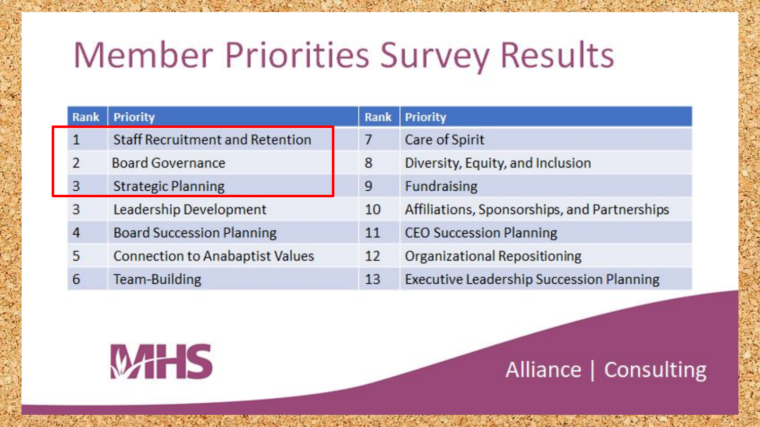# Member Priorities Survey Results

| Rank | Priority | Rank | Priority |
|---|---|---|---|
| 1 | Staff Recruitment and Retention | 7 | Care of Spirit |
| 2 | Board Governance | 8 | Diversity, Equity, and Inclusion |
| 3 | Strategic Planning | 9 | Fundraising |
| 3 | Leadership Development | 10 | Affiliations, Sponsorships, and Partnerships |
| 4 | Board Succession Planning | 11 | CEO Succession Planning |
| 5 | Connection to Anabaptist Values | 12 | Organizational Repositioning |
| 6 | Team-Building | 13 | Executive Leadership Succession Planning |

MHS

Alliance | Consulting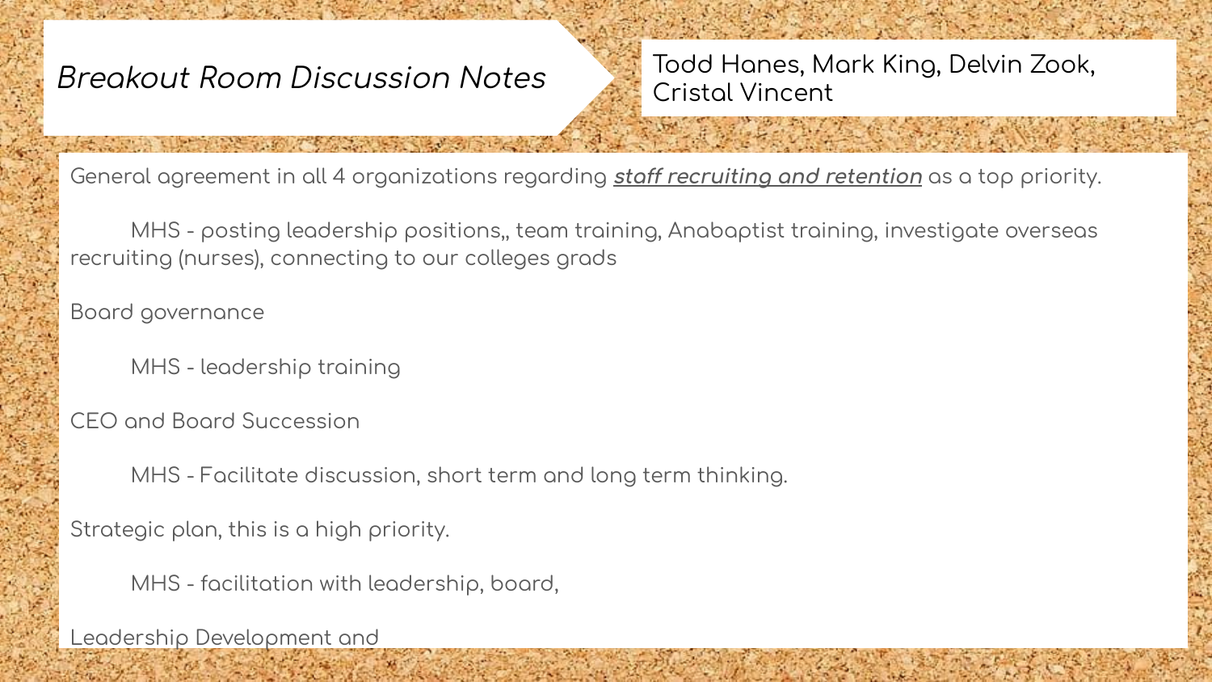# *Breakout Room Discussion Notes*

Todd Hanes, Mark King, Delvin Zook, Cristal Vincent

General agreement in all 4 organizations regarding ***staff recruiting and retention*** as a top priority.

MHS - posting leadership positions,, team training, Anabaptist training, investigate overseas recruiting (nurses), connecting to our colleges grads

Board governance

MHS - leadership training

CEO and Board Succession

MHS - Facilitate discussion, short term and long term thinking.

Strategic plan, this is a high priority.

MHS - facilitation with leadership, board,

Leadership Development and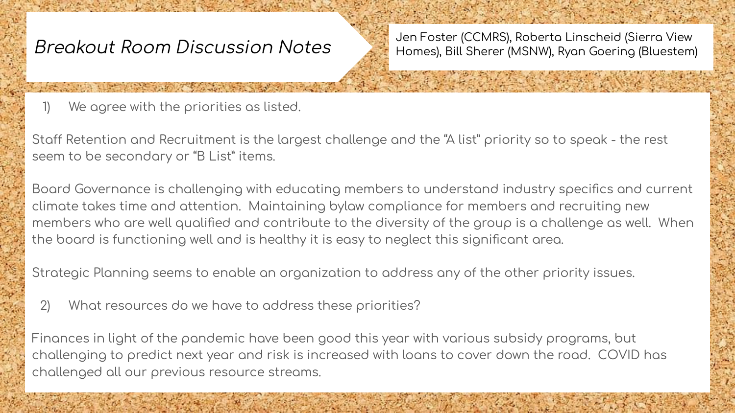# *Breakout Room Discussion Notes*

Jen Foster (CCMRS), Roberta Linscheid (Sierra View Homes), Bill Sherer (MSNW), Ryan Goering (Bluestem)

1) We agree with the priorities as listed.

Staff Retention and Recruitment is the largest challenge and the "A list" priority so to speak - the rest seem to be secondary or "B List" items.

Board Governance is challenging with educating members to understand industry specifics and current climate takes time and attention. Maintaining bylaw compliance for members and recruiting new members who are well qualified and contribute to the diversity of the group is a challenge as well. When the board is functioning well and is healthy it is easy to neglect this significant area.

Strategic Planning seems to enable an organization to address any of the other priority issues.

2) What resources do we have to address these priorities?

Finances in light of the pandemic have been good this year with various subsidy programs, but challenging to predict next year and risk is increased with loans to cover down the road. COVID has challenged all our previous resource streams.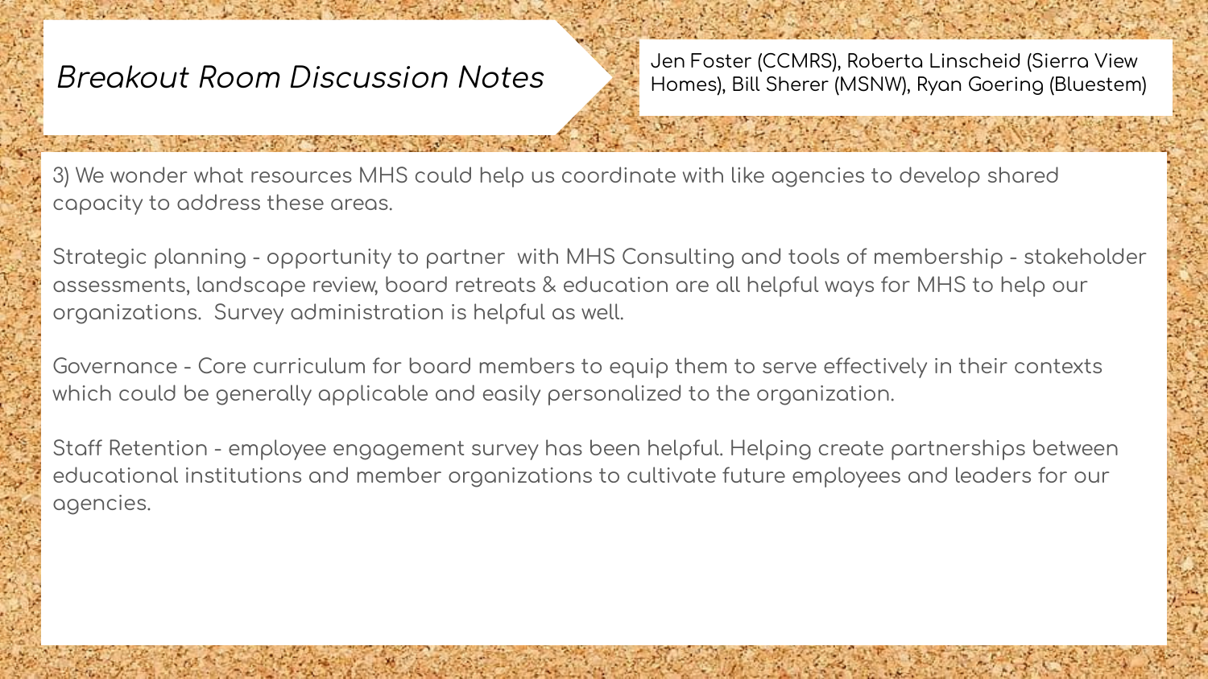# *Breakout Room Discussion Notes*

Jen Foster (CCMRS), Roberta Linscheid (Sierra View Homes), Bill Sherer (MSNW), Ryan Goering (Bluestem)

3) We wonder what resources MHS could help us coordinate with like agencies to develop shared capacity to address these areas.

Strategic planning - opportunity to partner with MHS Consulting and tools of membership - stakeholder assessments, landscape review, board retreats & education are all helpful ways for MHS to help our organizations. Survey administration is helpful as well.

Governance - Core curriculum for board members to equip them to serve effectively in their contexts which could be generally applicable and easily personalized to the organization.

Staff Retention - employee engagement survey has been helpful. Helping create partnerships between educational institutions and member organizations to cultivate future employees and leaders for our agencies.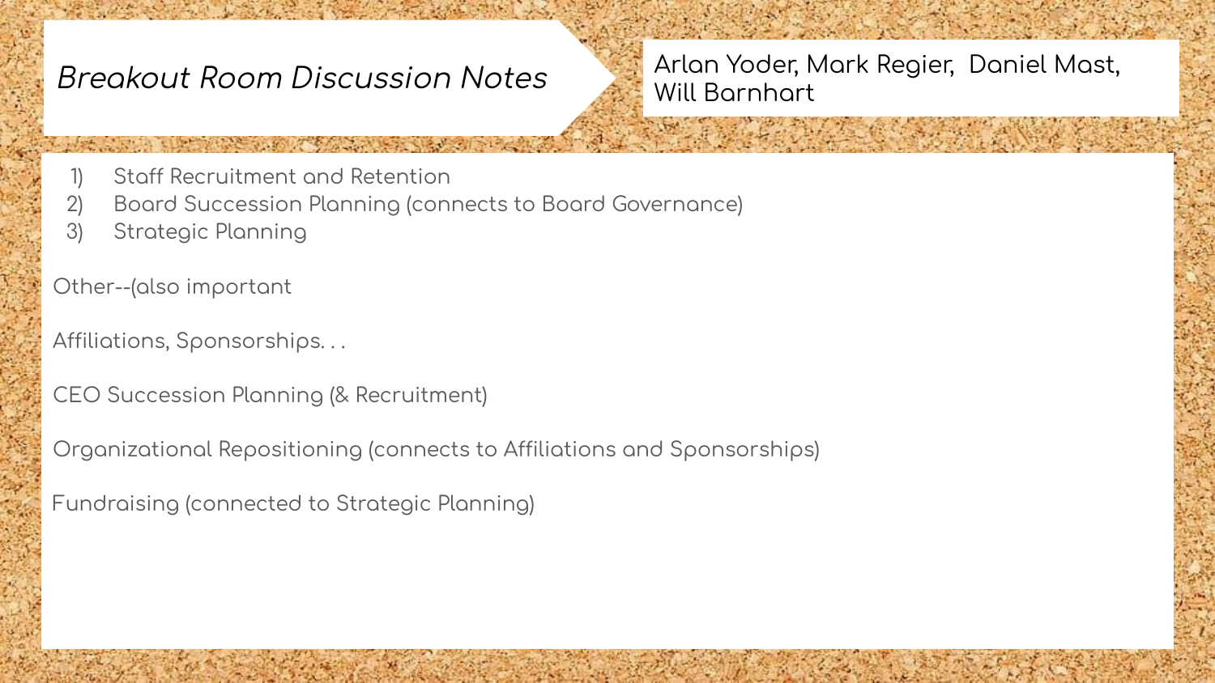# *Breakout Room Discussion Notes*

Arlan Yoder, Mark Regier, Daniel Mast, Will Barnhart

1) Staff Recruitment and Retention
2) Board Succession Planning (connects to Board Governance)
3) Strategic Planning

Other--(also important

Affiliations, Sponsorships. . .

CEO Succession Planning (& Recruitment)

Organizational Repositioning (connects to Affiliations and Sponsorships)

Fundraising (connected to Strategic Planning)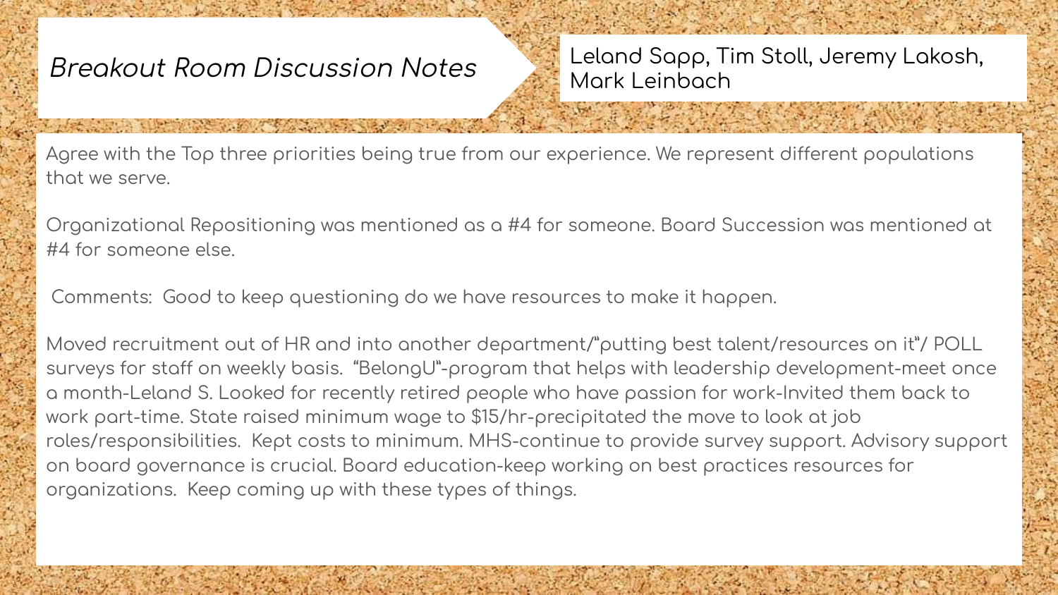# *Breakout Room Discussion Notes*

Leland Sapp, Tim Stoll, Jeremy Lakosh, Mark Leinbach

Agree with the Top three priorities being true from our experience. We represent different populations that we serve.

Organizational Repositioning was mentioned as a #4 for someone. Board Succession was mentioned at #4 for someone else.

Comments: Good to keep questioning do we have resources to make it happen.

Moved recruitment out of HR and into another department/"putting best talent/resources on it"/ POLL surveys for staff on weekly basis. "BelongU"-program that helps with leadership development-meet once a month-Leland S. Looked for recently retired people who have passion for work-Invited them back to work part-time. State raised minimum wage to $15/hr-precipitated the move to look at job roles/responsibilities. Kept costs to minimum. MHS-continue to provide survey support. Advisory support on board governance is crucial. Board education-keep working on best practices resources for organizations. Keep coming up with these types of things.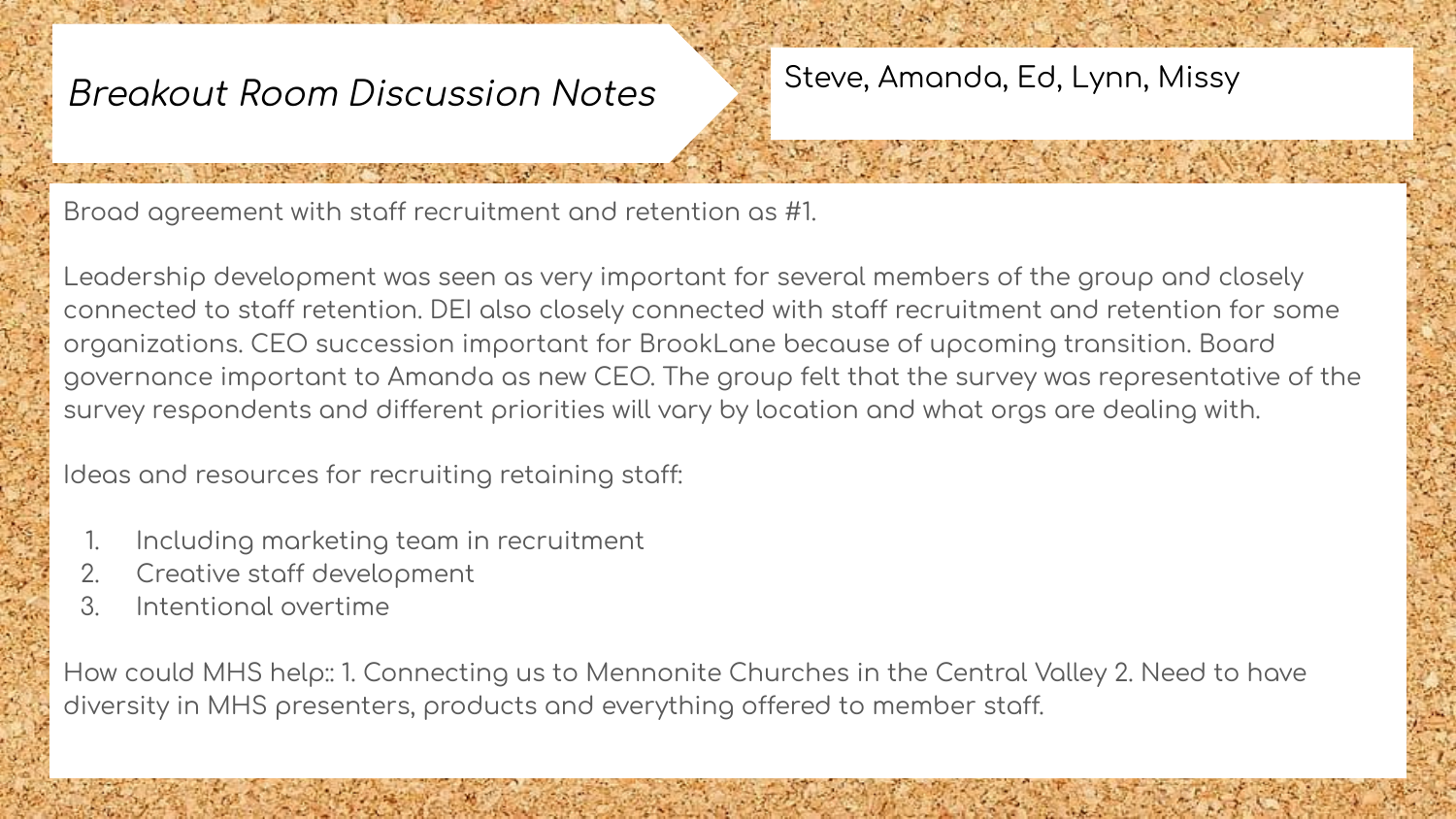# *Breakout Room Discussion Notes*

Steve, Amanda, Ed, Lynn, Missy

Broad agreement with staff recruitment and retention as #1.

Leadership development was seen as very important for several members of the group and closely connected to staff retention. DEI also closely connected with staff recruitment and retention for some organizations. CEO succession important for BrookLane because of upcoming transition. Board governance important to Amanda as new CEO. The group felt that the survey was representative of the survey respondents and different priorities will vary by location and what orgs are dealing with.

Ideas and resources for recruiting retaining staff:

1. Including marketing team in recruitment
2. Creative staff development
3. Intentional overtime

How could MHS help:: 1. Connecting us to Mennonite Churches in the Central Valley 2. Need to have diversity in MHS presenters, products and everything offered to member staff.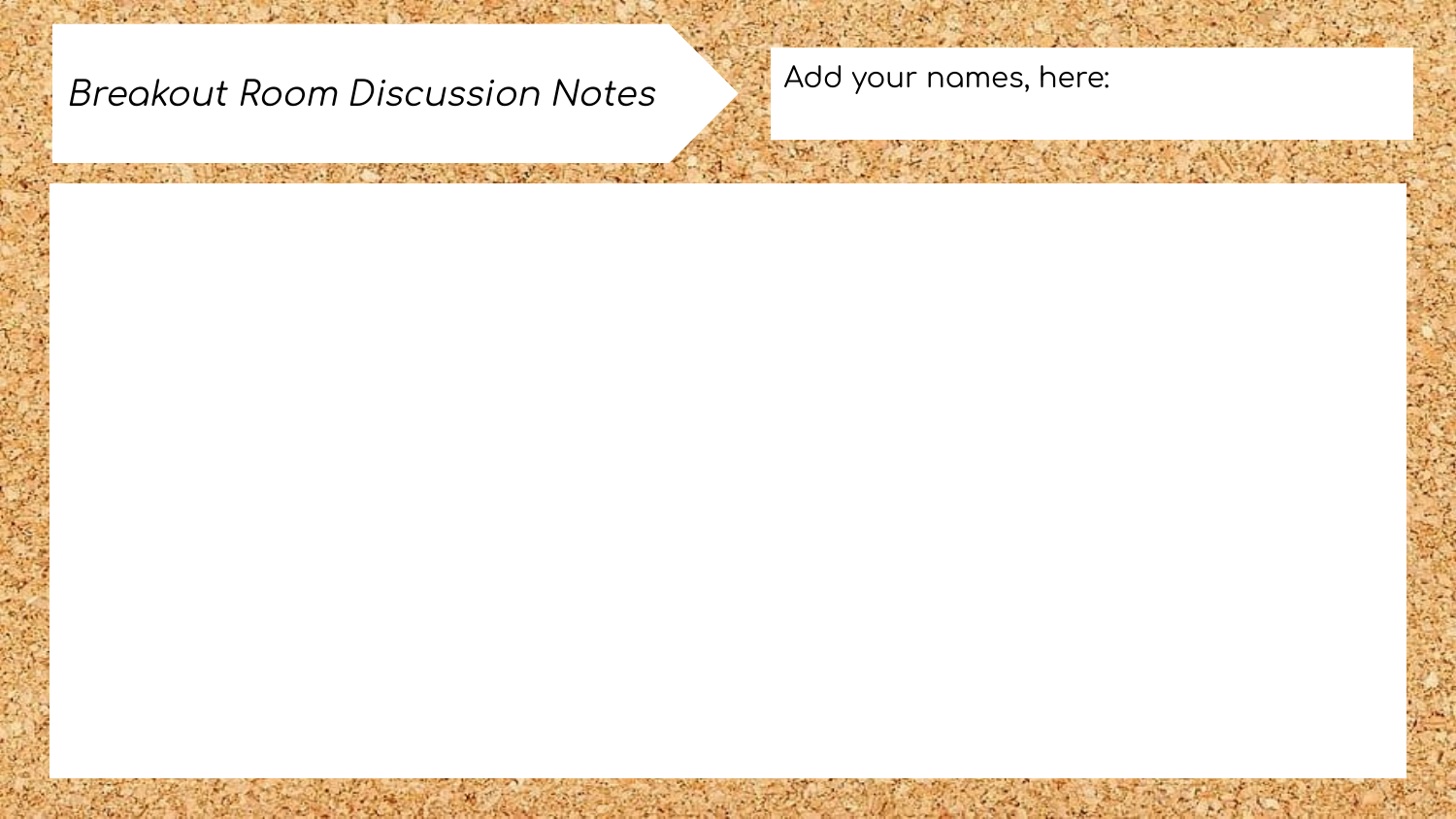*Breakout Room Discussion Notes*

Add your names, here: